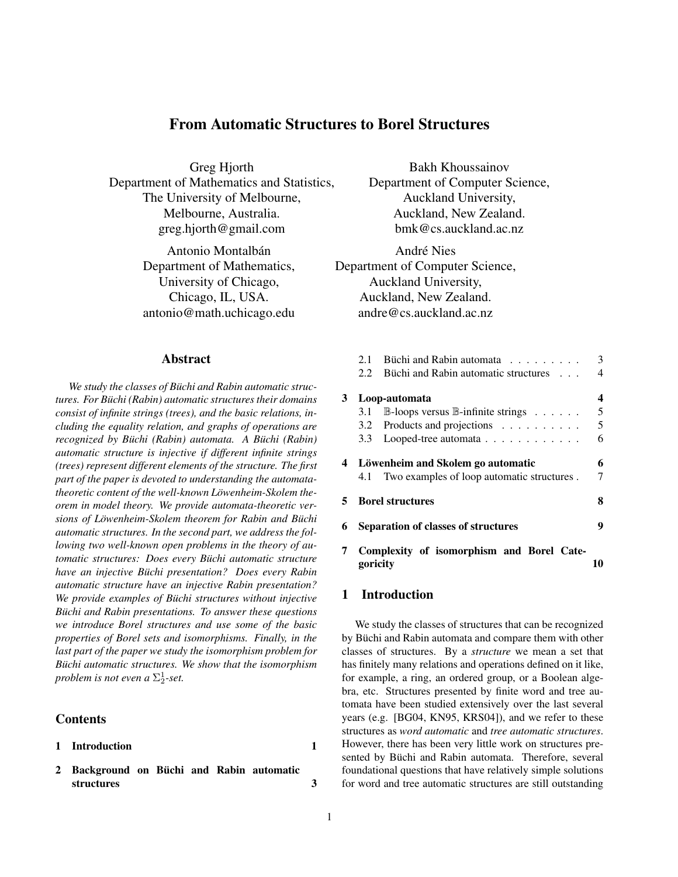# From Automatic Structures to Borel Structures

Greg Hjorth
Department of Mathematics and Statistics,
The University of Melbourne,
Melbourne, Australia.
greg.hjorth@gmail.com

Bakh Khoussainov
Department of Computer Science,
Auckland University,
Auckland, New Zealand.
bmk@cs.auckland.ac.nz

Antonio Montalbán
Department of Mathematics,
University of Chicago,
Chicago, IL, USA.
antonio@math.uchicago.edu

André Nies
Department of Computer Science,
Auckland University,
Auckland, New Zealand.
andre@cs.auckland.ac.nz

## Abstract

*We study the classes of Büchi and Rabin automatic structures. For Büchi (Rabin) automatic structures their domains consist of infinite strings (trees), and the basic relations, including the equality relation, and graphs of operations are recognized by Büchi (Rabin) automata. A Büchi (Rabin) automatic structure is injective if different infinite strings (trees) represent different elements of the structure. The first part of the paper is devoted to understanding the automata-theoretic content of the well-known Löwenheim-Skolem theorem in model theory. We provide automata-theoretic versions of Löwenheim-Skolem theorem for Rabin and Büchi automatic structures. In the second part, we address the following two well-known open problems in the theory of automatic structures: Does every Büchi automatic structure have an injective Büchi presentation? Does every Rabin automatic structure have an injective Rabin presentation? We provide examples of Büchi structures without injective Büchi and Rabin presentations. To answer these questions we introduce Borel structures and use some of the basic properties of Borel sets and isomorphisms. Finally, in the last part of the paper we study the isomorphism problem for Büchi automatic structures. We show that the isomorphism problem is not even a $\Sigma^1_2$-set.*

## Contents

1 Introduction 1

2 Background on Büchi and Rabin automatic structures 3
- 2.1 Büchi and Rabin automata 3
- 2.2 Büchi and Rabin automatic structures 4

3 Loop-automata 4
- 3.1 $\mathbb{B}$-loops versus $\mathbb{B}$-infinite strings 5
- 3.2 Products and projections 5
- 3.3 Looped-tree automata 6

4 Löwenheim and Skolem go automatic 6
- 4.1 Two examples of loop automatic structures 7

5 Borel structures 8

6 Separation of classes of structures 9

7 Complexity of isomorphism and Borel Categoricity 10

## 1 Introduction

We study the classes of structures that can be recognized by Büchi and Rabin automata and compare them with other classes of structures. By a *structure* we mean a set that has finitely many relations and operations defined on it like, for example, a ring, an ordered group, or a Boolean algebra, etc. Structures presented by finite word and tree automata have been studied extensively over the last several years (e.g. [BG04, KN95, KRS04]), and we refer to these structures as *word automatic* and *tree automatic structures*. However, there has been very little work on structures presented by Büchi and Rabin automata. Therefore, several foundational questions that have relatively simple solutions for word and tree automatic structures are still outstanding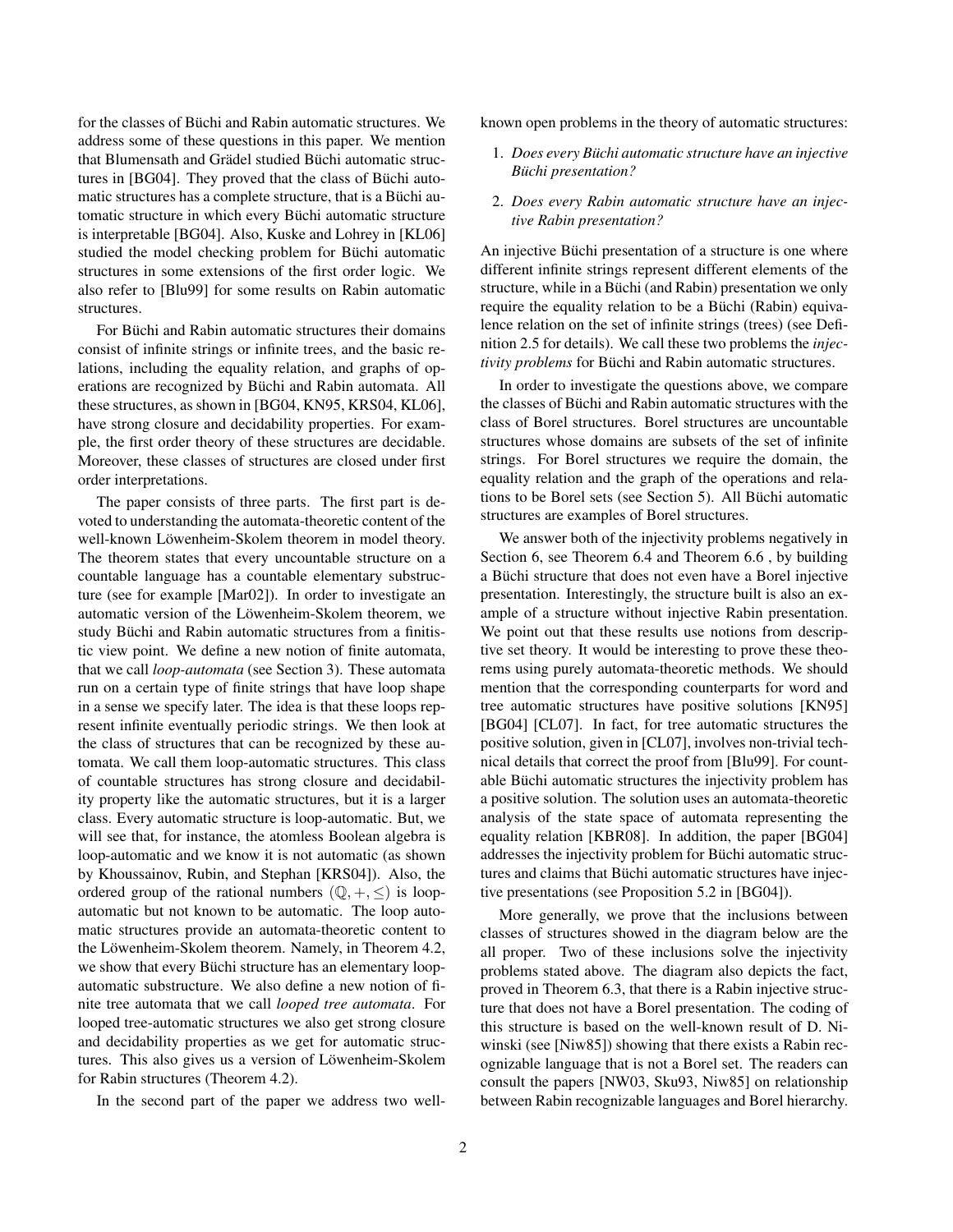for the classes of Büchi and Rabin automatic structures. We address some of these questions in this paper. We mention that Blumensath and Grädel studied Büchi automatic structures in [BG04]. They proved that the class of Büchi automatic structures has a complete structure, that is a Büchi automatic structure in which every Büchi automatic structure is interpretable [BG04]. Also, Kuske and Lohrey in [KL06] studied the model checking problem for Büchi automatic structures in some extensions of the first order logic. We also refer to [Blu99] for some results on Rabin automatic structures.

For Büchi and Rabin automatic structures their domains consist of infinite strings or infinite trees, and the basic relations, including the equality relation, and graphs of operations are recognized by Büchi and Rabin automata. All these structures, as shown in [BG04, KN95, KRS04, KL06], have strong closure and decidability properties. For example, the first order theory of these structures are decidable. Moreover, these classes of structures are closed under first order interpretations.

The paper consists of three parts. The first part is devoted to understanding the automata-theoretic content of the well-known Löwenheim-Skolem theorem in model theory. The theorem states that every uncountable structure on a countable language has a countable elementary substructure (see for example [Mar02]). In order to investigate an automatic version of the Löwenheim-Skolem theorem, we study Büchi and Rabin automatic structures from a finitistic view point. We define a new notion of finite automata, that we call *loop-automata* (see Section 3). These automata run on a certain type of finite strings that have loop shape in a sense we specify later. The idea is that these loops represent infinite eventually periodic strings. We then look at the class of structures that can be recognized by these automata. We call them loop-automatic structures. This class of countable structures has strong closure and decidability property like the automatic structures, but it is a larger class. Every automatic structure is loop-automatic. But, we will see that, for instance, the atomless Boolean algebra is loop-automatic and we know it is not automatic (as shown by Khoussainov, Rubin, and Stephan [KRS04]). Also, the ordered group of the rational numbers $(\mathbb{Q}, +, \leq)$ is loop-automatic but not known to be automatic. The loop automatic structures provide an automata-theoretic content to the Löwenheim-Skolem theorem. Namely, in Theorem 4.2, we show that every Büchi structure has an elementary loop-automatic substructure. We also define a new notion of finite tree automata that we call *looped tree automata*. For looped tree-automatic structures we also get strong closure and decidability properties as we get for automatic structures. This also gives us a version of Löwenheim-Skolem for Rabin structures (Theorem 4.2).

In the second part of the paper we address two well-known open problems in the theory of automatic structures:

1. *Does every Büchi automatic structure have an injective Büchi presentation?*
2. *Does every Rabin automatic structure have an injective Rabin presentation?*

An injective Büchi presentation of a structure is one where different infinite strings represent different elements of the structure, while in a Büchi (and Rabin) presentation we only require the equality relation to be a Büchi (Rabin) equivalence relation on the set of infinite strings (trees) (see Definition 2.5 for details). We call these two problems the *injectivity problems* for Büchi and Rabin automatic structures.

In order to investigate the questions above, we compare the classes of Büchi and Rabin automatic structures with the class of Borel structures. Borel structures are uncountable structures whose domains are subsets of the set of infinite strings. For Borel structures we require the domain, the equality relation and the graph of the operations and relations to be Borel sets (see Section 5). All Büchi automatic structures are examples of Borel structures.

We answer both of the injectivity problems negatively in Section 6, see Theorem 6.4 and Theorem 6.6 , by building a Büchi structure that does not even have a Borel injective presentation. Interestingly, the structure built is also an example of a structure without injective Rabin presentation. We point out that these results use notions from descriptive set theory. It would be interesting to prove these theorems using purely automata-theoretic methods. We should mention that the corresponding counterparts for word and tree automatic structures have positive solutions [KN95] [BG04] [CL07]. In fact, for tree automatic structures the positive solution, given in [CL07], involves non-trivial technical details that correct the proof from [Blu99]. For countable Büchi automatic structures the injectivity problem has a positive solution. The solution uses an automata-theoretic analysis of the state space of automata representing the equality relation [KBR08]. In addition, the paper [BG04] addresses the injectivity problem for Büchi automatic structures and claims that Büchi automatic structures have injective presentations (see Proposition 5.2 in [BG04]).

More generally, we prove that the inclusions between classes of structures showed in the diagram below are the all proper. Two of these inclusions solve the injectivity problems stated above. The diagram also depicts the fact, proved in Theorem 6.3, that there is a Rabin injective structure that does not have a Borel presentation. The coding of this structure is based on the well-known result of D. Niwinski (see [Niw85]) showing that there exists a Rabin recognizable language that is not a Borel set. The readers can consult the papers [NW03, Sku93, Niw85] on relationship between Rabin recognizable languages and Borel hierarchy.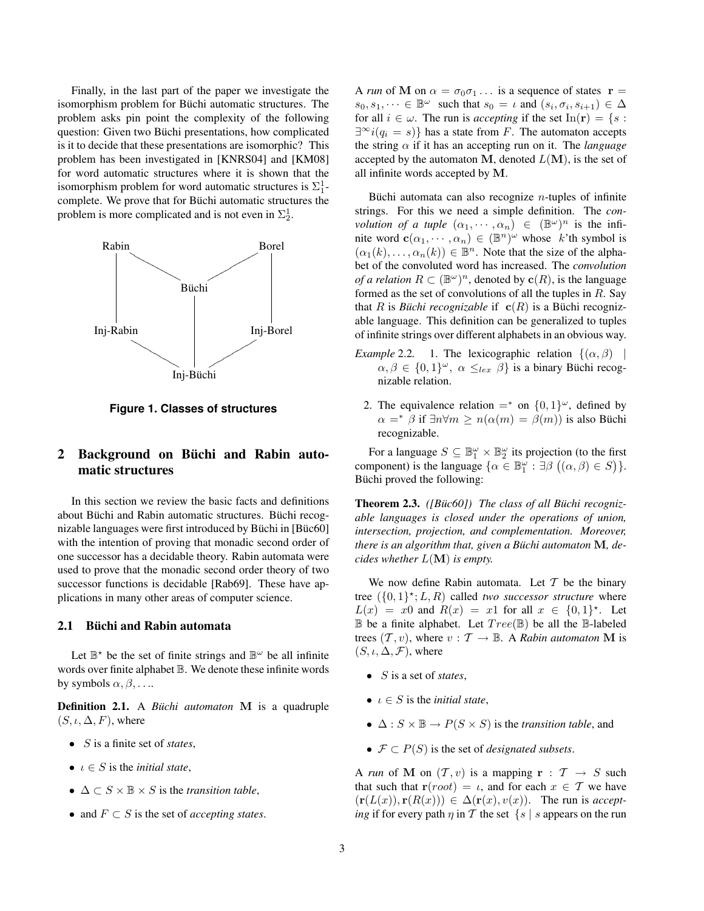Finally, in the last part of the paper we investigate the isomorphism problem for Büchi automatic structures. The problem asks pin point the complexity of the following question: Given two Büchi presentations, how complicated is it to decide that these presentations are isomorphic? This problem has been investigated in [KNRS04] and [KM08] for word automatic structures where it is shown that the isomorphism problem for word automatic structures is $\Sigma_1^1$-complete. We prove that for Büchi automatic structures the problem is more complicated and is not even in $\Sigma_2^1$.

**Figure 1. Classes of structures**

## 2 Background on Büchi and Rabin automatic structures

In this section we review the basic facts and definitions about Büchi and Rabin automatic structures. Büchi recognizable languages were first introduced by Büchi in [Büc60] with the intention of proving that monadic second order of one successor has a decidable theory. Rabin automata were used to prove that the monadic second order theory of two successor functions is decidable [Rab69]. These have applications in many other areas of computer science.

### 2.1 Büchi and Rabin automata

Let $\mathbb{B}^\star$ be the set of finite strings and $\mathbb{B}^\omega$ be all infinite words over finite alphabet $\mathbb{B}$. We denote these infinite words by symbols $\alpha, \beta, \ldots$.

**Definition 2.1.** A *Büchi automaton* $\mathbf{M}$ is a quadruple $(S, \iota, \Delta, F)$, where

- $S$ is a finite set of *states*,
- $\iota \in S$ is the *initial state*,
- $\Delta \subset S \times \mathbb{B} \times S$ is the *transition table*,
- and $F \subset S$ is the set of *accepting states*.

A *run* of $\mathbf{M}$ on $\alpha = \sigma_0\sigma_1\ldots$ is a sequence of states $\mathbf{r} = s_0, s_1, \cdots \in \mathbb{B}^\omega$ such that $s_0 = \iota$ and $(s_i, \sigma_i, s_{i+1}) \in \Delta$ for all $i \in \omega$. The run is *accepting* if the set $\mathrm{In}(\mathbf{r}) = \{s : \exists^\infty i(q_i = s)\}$ has a state from $F$. The automaton accepts the string $\alpha$ if it has an accepting run on it. The *language* accepted by the automaton $\mathbf{M}$, denoted $L(\mathbf{M})$, is the set of all infinite words accepted by $\mathbf{M}$.

Büchi automata can also recognize $n$-tuples of infinite strings. For this we need a simple definition. The *convolution of a tuple* $(\alpha_1, \cdots, \alpha_n) \in (\mathbb{B}^\omega)^n$ is the infinite word $\mathbf{c}(\alpha_1, \cdots, \alpha_n) \in (\mathbb{B}^n)^\omega$ whose $k$'th symbol is $(\alpha_1(k), \ldots, \alpha_n(k)) \in \mathbb{B}^n$. Note that the size of the alphabet of the convoluted word has increased. The *convolution of a relation* $R \subset (\mathbb{B}^\omega)^n$, denoted by $\mathbf{c}(R)$, is the language formed as the set of convolutions of all the tuples in $R$. Say that $R$ is *Büchi recognizable* if $\mathbf{c}(R)$ is a Büchi recognizable language. This definition can be generalized to tuples of infinite strings over different alphabets in an obvious way.

*Example* 2.2.

1. The lexicographic relation $\{(\alpha, \beta) \mid \alpha, \beta \in \{0,1\}^\omega,\ \alpha \leq_{lex} \beta\}$ is a binary Büchi recognizable relation.
2. The equivalence relation $=^*$ on $\{0,1\}^\omega$, defined by $\alpha =^* \beta$ if $\exists n \forall m \geq n(\alpha(m) = \beta(m))$ is also Büchi recognizable.

For a language $S \subseteq \mathbb{B}_1^\omega \times \mathbb{B}_2^\omega$ its projection (to the first component) is the language $\{\alpha \in \mathbb{B}_1^\omega : \exists \beta\ \big((\alpha, \beta) \in S\big)\}$. Büchi proved the following:

**Theorem 2.3.** *([Büc60]) The class of all Büchi recognizable languages is closed under the operations of union, intersection, projection, and complementation. Moreover, there is an algorithm that, given a Büchi automaton* $\mathbf{M}$*, decides whether* $L(\mathbf{M})$ *is empty.*

We now define Rabin automata. Let $\mathcal{T}$ be the binary tree $(\{0,1\}^\star; L, R)$ called *two successor structure* where $L(x) = x0$ and $R(x) = x1$ for all $x \in \{0,1\}^\star$. Let $\mathbb{B}$ be a finite alphabet. Let $Tree(\mathbb{B})$ be all the $\mathbb{B}$-labeled trees $(\mathcal{T}, v)$, where $v : \mathcal{T} \to \mathbb{B}$. A *Rabin automaton* $\mathbf{M}$ is $(S, \iota, \Delta, \mathcal{F})$, where

- $S$ is a set of *states*,
- $\iota \in S$ is the *initial state*,
- $\Delta : S \times \mathbb{B} \to P(S \times S)$ is the *transition table*, and
- $\mathcal{F} \subset P(S)$ is the set of *designated subsets*.

A *run* of $\mathbf{M}$ on $(\mathcal{T}, v)$ is a mapping $\mathbf{r} : \mathcal{T} \to S$ such that such that $\mathbf{r}(root) = \iota$, and for each $x \in \mathcal{T}$ we have $(\mathbf{r}(L(x)), \mathbf{r}(R(x))) \in \Delta(\mathbf{r}(x), v(x))$. The run is *accepting* if for every path $\eta$ in $\mathcal{T}$ the set $\{s \mid s$ appears on the run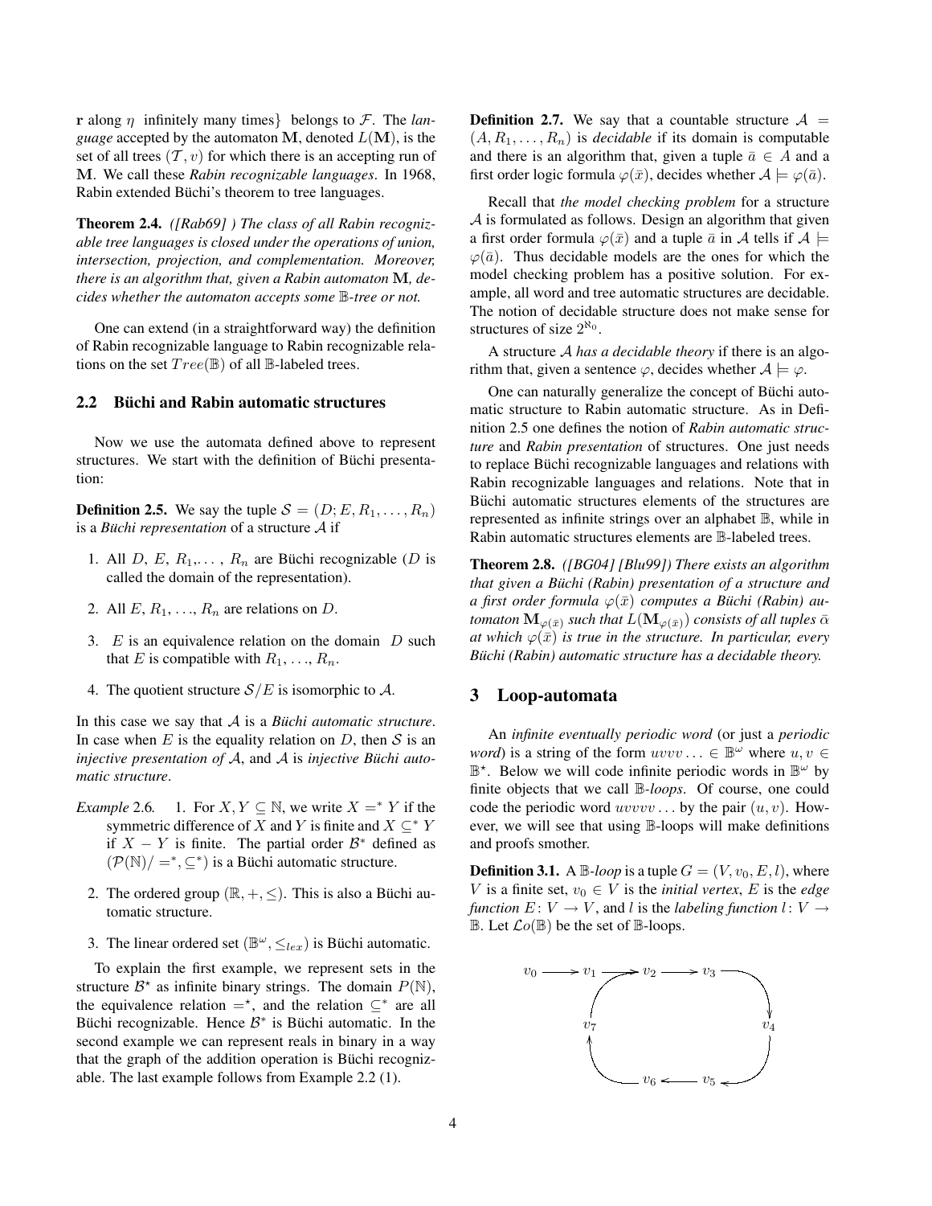$\mathbf{r}$ along $\eta$ infinitely many times} belongs to $\mathcal{F}$. The *language* accepted by the automaton $\mathbf{M}$, denoted $L(\mathbf{M})$, is the set of all trees $(\mathcal{T}, v)$ for which there is an accepting run of $\mathbf{M}$. We call these *Rabin recognizable languages*. In 1968, Rabin extended Büchi's theorem to tree languages.

**Theorem 2.4.** *([Rab69] ) The class of all Rabin recognizable tree languages is closed under the operations of union, intersection, projection, and complementation. Moreover, there is an algorithm that, given a Rabin automaton $\mathbf{M}$, decides whether the automaton accepts some $\mathbb{B}$-tree or not.*

One can extend (in a straightforward way) the definition of Rabin recognizable language to Rabin recognizable relations on the set $Tree(\mathbb{B})$ of all $\mathbb{B}$-labeled trees.

### 2.2 Büchi and Rabin automatic structures

Now we use the automata defined above to represent structures. We start with the definition of Büchi presentation:

**Definition 2.5.** We say the tuple $\mathcal{S} = (D; E, R_1, \ldots, R_n)$ is a *Büchi representation* of a structure $\mathcal{A}$ if

1. All $D$, $E$, $R_1$,..., $R_n$ are Büchi recognizable ($D$ is called the domain of the representation).
2. All $E$, $R_1$, ..., $R_n$ are relations on $D$.
3. $E$ is an equivalence relation on the domain $D$ such that $E$ is compatible with $R_1$, ..., $R_n$.
4. The quotient structure $\mathcal{S}/E$ is isomorphic to $\mathcal{A}$.

In this case we say that $\mathcal{A}$ is a *Büchi automatic structure*. In case when $E$ is the equality relation on $D$, then $\mathcal{S}$ is an *injective presentation of $\mathcal{A}$*, and $\mathcal{A}$ is *injective Büchi automatic structure*.

*Example* 2.6.

1. For $X, Y \subseteq \mathbb{N}$, we write $X =^* Y$ if the symmetric difference of $X$ and $Y$ is finite and $X \subseteq^* Y$ if $X - Y$ is finite. The partial order $\mathcal{B}^*$ defined as $(\mathcal{P}(\mathbb{N})/=^*, \subseteq^*)$ is a Büchi automatic structure.
2. The ordered group $(\mathbb{R}, +, \leq)$. This is also a Büchi automatic structure.
3. The linear ordered set $(\mathbb{B}^\omega, \leq_{lex})$ is Büchi automatic.

To explain the first example, we represent sets in the structure $\mathcal{B}^\star$ as infinite binary strings. The domain $P(\mathbb{N})$, the equivalence relation $=^\star$, and the relation $\subseteq^*$ are all Büchi recognizable. Hence $\mathcal{B}^*$ is Büchi automatic. In the second example we can represent reals in binary in a way that the graph of the addition operation is Büchi recognizable. The last example follows from Example 2.2 (1).

**Definition 2.7.** We say that a countable structure $\mathcal{A} = (A, R_1, \ldots, R_n)$ is *decidable* if its domain is computable and there is an algorithm that, given a tuple $\bar{a} \in A$ and a first order logic formula $\varphi(\bar{x})$, decides whether $\mathcal{A} \models \varphi(\bar{a})$.

Recall that *the model checking problem* for a structure $\mathcal{A}$ is formulated as follows. Design an algorithm that given a first order formula $\varphi(\bar{x})$ and a tuple $\bar{a}$ in $\mathcal{A}$ tells if $\mathcal{A} \models \varphi(\bar{a})$. Thus decidable models are the ones for which the model checking problem has a positive solution. For example, all word and tree automatic structures are decidable. The notion of decidable structure does not make sense for structures of size $2^{\aleph_0}$.

A structure $\mathcal{A}$ *has a decidable theory* if there is an algorithm that, given a sentence $\varphi$, decides whether $\mathcal{A} \models \varphi$.

One can naturally generalize the concept of Büchi automatic structure to Rabin automatic structure. As in Definition 2.5 one defines the notion of *Rabin automatic structure* and *Rabin presentation* of structures. One just needs to replace Büchi recognizable languages and relations with Rabin recognizable languages and relations. Note that in Büchi automatic structures elements of the structures are represented as infinite strings over an alphabet $\mathbb{B}$, while in Rabin automatic structures elements are $\mathbb{B}$-labeled trees.

**Theorem 2.8.** *([BG04] [Blu99]) There exists an algorithm that given a Büchi (Rabin) presentation of a structure and a first order formula $\varphi(\bar{x})$ computes a Büchi (Rabin) automaton $\mathbf{M}_{\varphi(\bar{x})}$ such that $L(\mathbf{M}_{\varphi(\bar{x})})$ consists of all tuples $\bar{\alpha}$ at which $\varphi(\bar{x})$ is true in the structure. In particular, every Büchi (Rabin) automatic structure has a decidable theory.*

## 3 Loop-automata

An *infinite eventually periodic word* (or just a *periodic word*) is a string of the form $uvvv\ldots \in \mathbb{B}^\omega$ where $u, v \in \mathbb{B}^\star$. Below we will code infinite periodic words in $\mathbb{B}^\omega$ by finite objects that we call $\mathbb{B}$-*loops*. Of course, one could code the periodic word $uvvvv\ldots$ by the pair $(u, v)$. However, we will see that using $\mathbb{B}$-loops will make definitions and proofs smother.

**Definition 3.1.** A $\mathbb{B}$-*loop* is a tuple $G = (V, v_0, E, l)$, where $V$ is a finite set, $v_0 \in V$ is the *initial vertex*, $E$ is the *edge function* $E\colon V \to V$, and $l$ is the *labeling function* $l\colon V \to \mathbb{B}$. Let $\mathcal{L}o(\mathbb{B})$ be the set of $\mathbb{B}$-loops.

$$v_0 \to v_1 \to v_2 \to v_3 \to v_4 \to v_5 \to v_6 \to v_7 \to v_2$$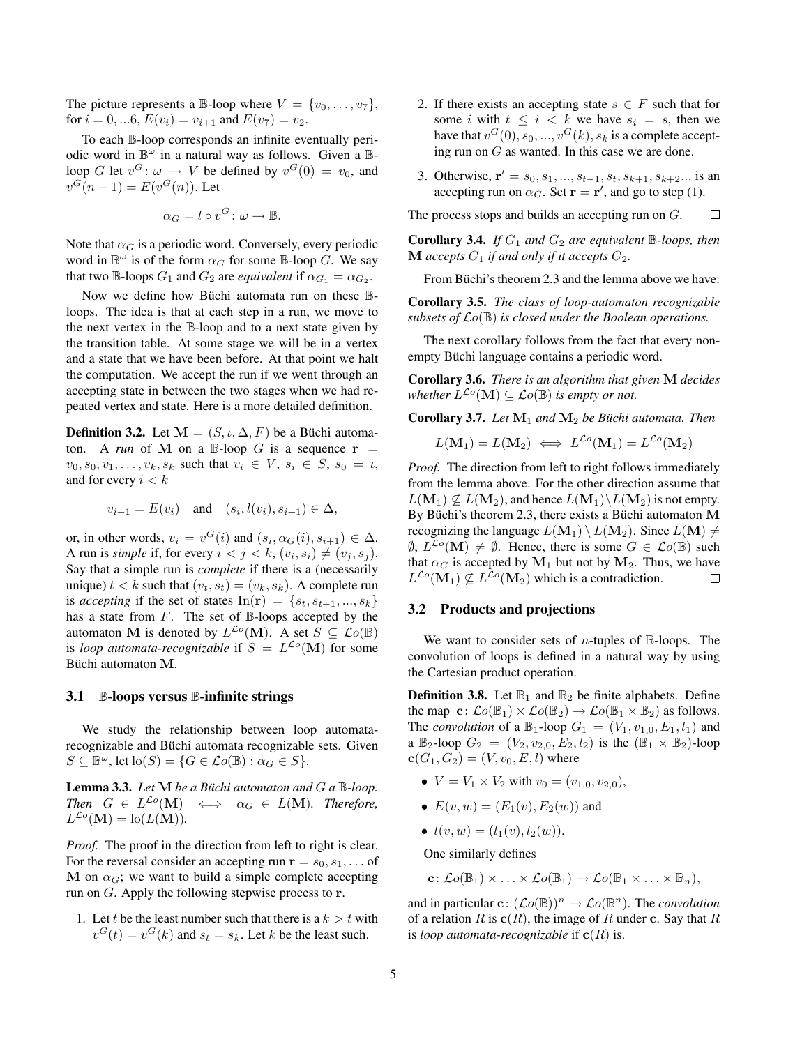The picture represents a $\mathbb{B}$-loop where $V = \{v_0, \ldots, v_7\}$, for $i = 0, ...6$, $E(v_i) = v_{i+1}$ and $E(v_7) = v_2$.

To each $\mathbb{B}$-loop corresponds an infinite eventually periodic word in $\mathbb{B}^\omega$ in a natural way as follows. Given a $\mathbb{B}$-loop $G$ let $v^G \colon \omega \to V$ be defined by $v^G(0) = v_0$, and $v^G(n+1) = E(v^G(n))$. Let

$$\alpha_G = l \circ v^G \colon \omega \to \mathbb{B}.$$

Note that $\alpha_G$ is a periodic word. Conversely, every periodic word in $\mathbb{B}^\omega$ is of the form $\alpha_G$ for some $\mathbb{B}$-loop $G$. We say that two $\mathbb{B}$-loops $G_1$ and $G_2$ are *equivalent* if $\alpha_{G_1} = \alpha_{G_2}$.

Now we define how Büchi automata run on these $\mathbb{B}$-loops. The idea is that at each step in a run, we move to the next vertex in the $\mathbb{B}$-loop and to a next state given by the transition table. At some stage we will be in a vertex and a state that we have been before. At that point we halt the computation. We accept the run if we went through an accepting state in between the two stages when we had repeated vertex and state. Here is a more detailed definition.

**Definition 3.2.** Let $\mathbf{M} = (S, \iota, \Delta, F)$ be a Büchi automaton. A *run* of $\mathbf{M}$ on a $\mathbb{B}$-loop $G$ is a sequence $\mathbf{r} = v_0, s_0, v_1, \ldots, v_k, s_k$ such that $v_i \in V$, $s_i \in S$, $s_0 = \iota$, and for every $i < k$

$$v_{i+1} = E(v_i) \quad \text{and} \quad (s_i, l(v_i), s_{i+1}) \in \Delta,$$

or, in other words, $v_i = v^G(i)$ and $(s_i, \alpha_G(i), s_{i+1}) \in \Delta$. A run is *simple* if, for every $i < j < k$, $(v_i, s_i) \neq (v_j, s_j)$. Say that a simple run is *complete* if there is a (necessarily unique) $t < k$ such that $(v_t, s_t) = (v_k, s_k)$. A complete run is *accepting* if the set of states $\text{In}(\mathbf{r}) = \{s_t, s_{t+1}, ..., s_k\}$ has a state from $F$. The set of $\mathbb{B}$-loops accepted by the automaton $\mathbf{M}$ is denoted by $L^{\mathcal{L}o}(\mathbf{M})$. A set $S \subseteq \mathcal{L}o(\mathbb{B})$ is *loop automata-recognizable* if $S = L^{\mathcal{L}o}(\mathbf{M})$ for some Büchi automaton $\mathbf{M}$.

### 3.1 $\mathbb{B}$-loops versus $\mathbb{B}$-infinite strings

We study the relationship between loop automata-recognizable and Büchi automata recognizable sets. Given $S \subseteq \mathbb{B}^\omega$, let $\text{lo}(S) = \{G \in \mathcal{L}o(\mathbb{B}) : \alpha_G \in S\}$.

**Lemma 3.3.** *Let $\mathbf{M}$ be a Büchi automaton and $G$ a $\mathbb{B}$-loop. Then $G \in L^{\mathcal{L}o}(\mathbf{M}) \iff \alpha_G \in L(\mathbf{M})$. Therefore, $L^{\mathcal{L}o}(\mathbf{M}) = \text{lo}(L(\mathbf{M}))$.*

*Proof.* The proof in the direction from left to right is clear. For the reversal consider an accepting run $\mathbf{r} = s_0, s_1, \ldots$ of $\mathbf{M}$ on $\alpha_G$; we want to build a simple complete accepting run on $G$. Apply the following stepwise process to $\mathbf{r}$.

1. Let $t$ be the least number such that there is a $k > t$ with $v^G(t) = v^G(k)$ and $s_t = s_k$. Let $k$ be the least such.
2. If there exists an accepting state $s \in F$ such that for some $i$ with $t \leq i < k$ we have $s_i = s$, then we have that $v^G(0), s_0, ..., v^G(k), s_k$ is a complete accepting run on $G$ as wanted. In this case we are done.
3. Otherwise, $\mathbf{r}' = s_0, s_1, ..., s_{t-1}, s_t, s_{k+1}, s_{k+2}...$ is an accepting run on $\alpha_G$. Set $\mathbf{r} = \mathbf{r}'$, and go to step (1).

The process stops and builds an accepting run on $G$. $\square$

**Corollary 3.4.** *If $G_1$ and $G_2$ are equivalent $\mathbb{B}$-loops, then $\mathbf{M}$ accepts $G_1$ if and only if it accepts $G_2$.*

From Büchi's theorem 2.3 and the lemma above we have:

**Corollary 3.5.** *The class of loop-automaton recognizable subsets of $\mathcal{L}o(\mathbb{B})$ is closed under the Boolean operations.*

The next corollary follows from the fact that every non-empty Büchi language contains a periodic word.

**Corollary 3.6.** *There is an algorithm that given $\mathbf{M}$ decides whether $L^{\mathcal{L}o}(\mathbf{M}) \subseteq \mathcal{L}o(\mathbb{B})$ is empty or not.*

**Corollary 3.7.** *Let $\mathbf{M}_1$ and $\mathbf{M}_2$ be Büchi automata. Then*

$$L(\mathbf{M}_1) = L(\mathbf{M}_2) \iff L^{\mathcal{L}o}(\mathbf{M}_1) = L^{\mathcal{L}o}(\mathbf{M}_2)$$

*Proof.* The direction from left to right follows immediately from the lemma above. For the other direction assume that $L(\mathbf{M}_1) \not\subseteq L(\mathbf{M}_2)$, and hence $L(\mathbf{M}_1) \setminus L(\mathbf{M}_2)$ is not empty. By Büchi's theorem 2.3, there exists a Büchi automaton $\mathbf{M}$ recognizing the language $L(\mathbf{M}_1) \setminus L(\mathbf{M}_2)$. Since $L(\mathbf{M}) \neq \emptyset$, $L^{\mathcal{L}o}(\mathbf{M}) \neq \emptyset$. Hence, there is some $G \in \mathcal{L}o(\mathbb{B})$ such that $\alpha_G$ is accepted by $\mathbf{M}_1$ but not by $\mathbf{M}_2$. Thus, we have $L^{\mathcal{L}o}(\mathbf{M}_1) \not\subseteq L^{\mathcal{L}o}(\mathbf{M}_2)$ which is a contradiction. $\square$

### 3.2 Products and projections

We want to consider sets of $n$-tuples of $\mathbb{B}$-loops. The convolution of loops is defined in a natural way by using the Cartesian product operation.

**Definition 3.8.** Let $\mathbb{B}_1$ and $\mathbb{B}_2$ be finite alphabets. Define the map $\mathbf{c} \colon \mathcal{L}o(\mathbb{B}_1) \times \mathcal{L}o(\mathbb{B}_2) \to \mathcal{L}o(\mathbb{B}_1 \times \mathbb{B}_2)$ as follows. The *convolution* of a $\mathbb{B}_1$-loop $G_1 = (V_1, v_{1,0}, E_1, l_1)$ and a $\mathbb{B}_2$-loop $G_2 = (V_2, v_{2,0}, E_2, l_2)$ is the $(\mathbb{B}_1 \times \mathbb{B}_2)$-loop $\mathbf{c}(G_1, G_2) = (V, v_0, E, l)$ where

- $V = V_1 \times V_2$ with $v_0 = (v_{1,0}, v_{2,0})$,
- $E(v, w) = (E_1(v), E_2(w))$ and
- $l(v, w) = (l_1(v), l_2(w))$.

One similarly defines

$$\mathbf{c} \colon \mathcal{L}o(\mathbb{B}_1) \times \ldots \times \mathcal{L}o(\mathbb{B}_1) \to \mathcal{L}o(\mathbb{B}_1 \times \ldots \times \mathbb{B}_n),$$

and in particular $\mathbf{c} \colon (\mathcal{L}o(\mathbb{B}))^n \to \mathcal{L}o(\mathbb{B}^n)$. The *convolution* of a relation $R$ is $\mathbf{c}(R)$, the image of $R$ under $\mathbf{c}$. Say that $R$ is *loop automata-recognizable* if $\mathbf{c}(R)$ is.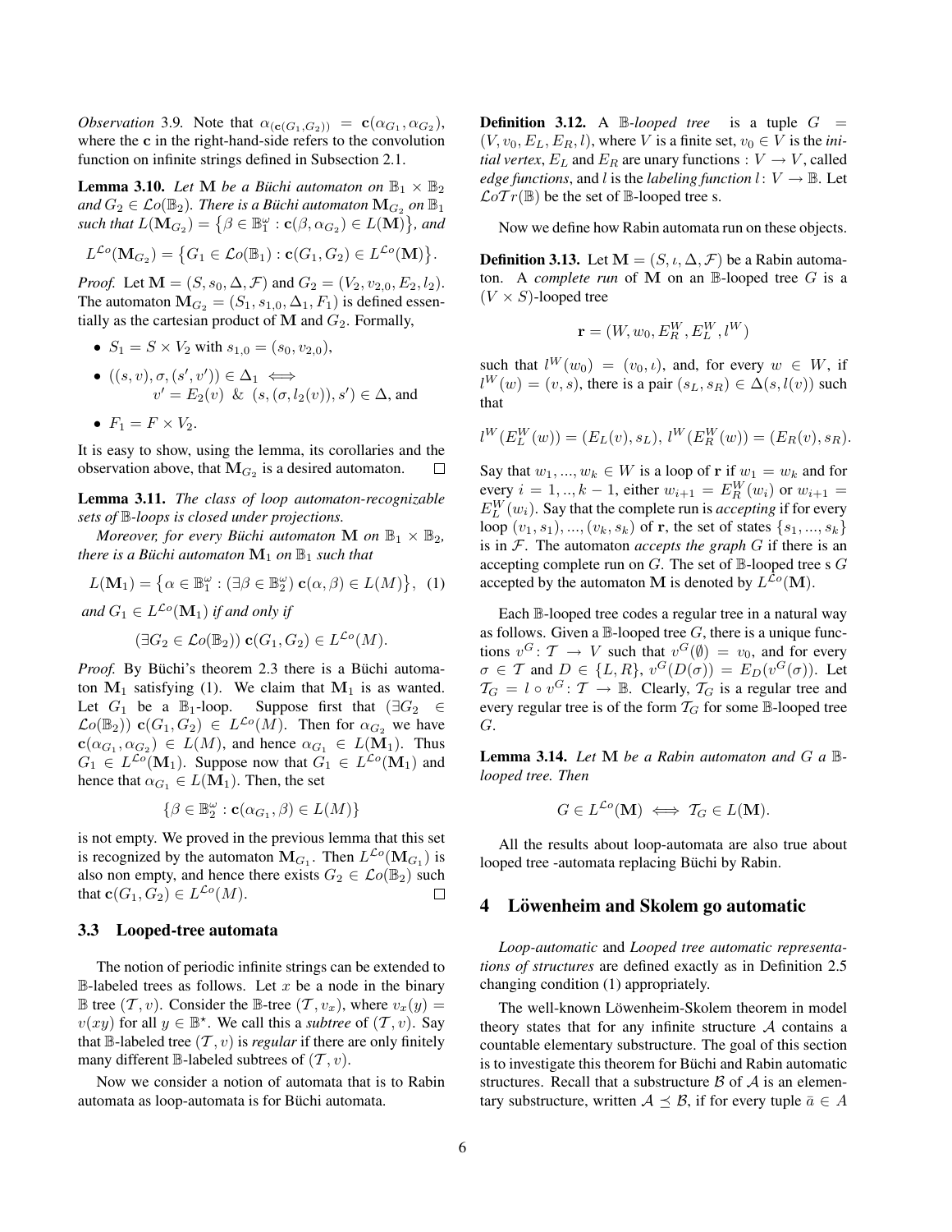*Observation* 3.9. Note that $\alpha_{(\mathbf{c}(G_1,G_2))} = \mathbf{c}(\alpha_{G_1}, \alpha_{G_2})$, where the $\mathbf{c}$ in the right-hand-side refers to the convolution function on infinite strings defined in Subsection 2.1.

**Lemma 3.10.** *Let $\mathbf{M}$ be a Büchi automaton on $\mathbb{B}_1 \times \mathbb{B}_2$ and $G_2 \in \mathcal{L}o(\mathbb{B}_2)$. There is a Büchi automaton $\mathbf{M}_{G_2}$ on $\mathbb{B}_1$ such that $L(\mathbf{M}_{G_2}) = \{\beta \in \mathbb{B}_1^\omega : \mathbf{c}(\beta, \alpha_{G_2}) \in L(\mathbf{M})\}$, and*

$$L^{\mathcal{L}o}(\mathbf{M}_{G_2}) = \{G_1 \in \mathcal{L}o(\mathbb{B}_1) : \mathbf{c}(G_1, G_2) \in L^{\mathcal{L}o}(\mathbf{M})\}.$$

*Proof.* Let $\mathbf{M} = (S, s_0, \Delta, \mathcal{F})$ and $G_2 = (V_2, v_{2,0}, E_2, l_2)$. The automaton $\mathbf{M}_{G_2} = (S_1, s_{1,0}, \Delta_1, F_1)$ is defined essentially as the cartesian product of $\mathbf{M}$ and $G_2$. Formally,

- $S_1 = S \times V_2$ with $s_{1,0} = (s_0, v_{2,0})$,
- $((s, v), \sigma, (s', v')) \in \Delta_1 \iff$
  $v' = E_2(v)$ & $(s, (\sigma, l_2(v)), s') \in \Delta$, and
- $F_1 = F \times V_2$.

It is easy to show, using the lemma, its corollaries and the observation above, that $\mathbf{M}_{G_2}$ is a desired automaton. $\square$

**Lemma 3.11.** *The class of loop automaton-recognizable sets of $\mathbb{B}$-loops is closed under projections.*

*Moreover, for every Büchi automaton $\mathbf{M}$ on $\mathbb{B}_1 \times \mathbb{B}_2$, there is a Büchi automaton $\mathbf{M}_1$ on $\mathbb{B}_1$ such that*

$$L(\mathbf{M}_1) = \{\alpha \in \mathbb{B}_1^\omega : (\exists \beta \in \mathbb{B}_2^\omega)\, \mathbf{c}(\alpha, \beta) \in L(M)\}, \quad (1)$$

*and $G_1 \in L^{\mathcal{L}o}(\mathbf{M}_1)$ if and only if*

$$(\exists G_2 \in \mathcal{L}o(\mathbb{B}_2))\, \mathbf{c}(G_1, G_2) \in L^{\mathcal{L}o}(M).$$

*Proof.* By Büchi's theorem 2.3 there is a Büchi automaton $\mathbf{M}_1$ satisfying (1). We claim that $\mathbf{M}_1$ is as wanted. Let $G_1$ be a $\mathbb{B}_1$-loop. Suppose first that $(\exists G_2 \in \mathcal{L}o(\mathbb{B}_2))\, \mathbf{c}(G_1, G_2) \in L^{\mathcal{L}o}(M)$. Then for $\alpha_{G_2}$ we have $\mathbf{c}(\alpha_{G_1}, \alpha_{G_2}) \in L(M)$, and hence $\alpha_{G_1} \in L(\mathbf{M}_1)$. Thus $G_1 \in L^{\mathcal{L}o}(\mathbf{M}_1)$. Suppose now that $G_1 \in L^{\mathcal{L}o}(\mathbf{M}_1)$ and hence that $\alpha_{G_1} \in L(\mathbf{M}_1)$. Then, the set

$$\{\beta \in \mathbb{B}_2^\omega : \mathbf{c}(\alpha_{G_1}, \beta) \in L(M)\}$$

is not empty. We proved in the previous lemma that this set is recognized by the automaton $\mathbf{M}_{G_1}$. Then $L^{\mathcal{L}o}(\mathbf{M}_{G_1})$ is also non empty, and hence there exists $G_2 \in \mathcal{L}o(\mathbb{B}_2)$ such that $\mathbf{c}(G_1, G_2) \in L^{\mathcal{L}o}(M)$. $\square$

### 3.3 Looped-tree automata

The notion of periodic infinite strings can be extended to $\mathbb{B}$-labeled trees as follows. Let $x$ be a node in the binary $\mathbb{B}$ tree $(\mathcal{T}, v)$. Consider the $\mathbb{B}$-tree $(\mathcal{T}, v_x)$, where $v_x(y) = v(xy)$ for all $y \in \mathbb{B}^\star$. We call this a *subtree* of $(\mathcal{T}, v)$. Say that $\mathbb{B}$-labeled tree $(\mathcal{T}, v)$ is *regular* if there are only finitely many different $\mathbb{B}$-labeled subtrees of $(\mathcal{T}, v)$.

Now we consider a notion of automata that is to Rabin automata as loop-automata is for Büchi automata.

**Definition 3.12.** A $\mathbb{B}$-*looped tree* is a tuple $G = (V, v_0, E_L, E_R, l)$, where $V$ is a finite set, $v_0 \in V$ is the *initial vertex*, $E_L$ and $E_R$ are unary functions : $V \to V$, called *edge functions*, and $l$ is the *labeling function* $l\colon V \to \mathbb{B}$. Let $\mathcal{L}o\mathcal{T}r(\mathbb{B})$ be the set of $\mathbb{B}$-looped tree s.

Now we define how Rabin automata run on these objects.

**Definition 3.13.** Let $\mathbf{M} = (S, \iota, \Delta, \mathcal{F})$ be a Rabin automaton. A *complete run* of $\mathbf{M}$ on an $\mathbb{B}$-looped tree $G$ is a $(V \times S)$-looped tree

$$\mathbf{r} = (W, w_0, E_R^W, E_L^W, l^W)$$

such that $l^W(w_0) = (v_0, \iota)$, and, for every $w \in W$, if $l^W(w) = (v, s)$, there is a pair $(s_L, s_R) \in \Delta(s, l(v))$ such that

$$l^W(E_L^W(w)) = (E_L(v), s_L),\; l^W(E_R^W(w)) = (E_R(v), s_R).$$

Say that $w_1, ..., w_k \in W$ is a loop of $\mathbf{r}$ if $w_1 = w_k$ and for every $i = 1, .., k-1$, either $w_{i+1} = E_R^W(w_i)$ or $w_{i+1} = E_L^W(w_i)$. Say that the complete run is *accepting* if for every loop $(v_1, s_1), ..., (v_k, s_k)$ of $\mathbf{r}$, the set of states $\{s_1, ..., s_k\}$ is in $\mathcal{F}$. The automaton *accepts the graph* $G$ if there is an accepting complete run on $G$. The set of $\mathbb{B}$-looped tree s $G$ accepted by the automaton $\mathbf{M}$ is denoted by $L^{\mathcal{L}o}(\mathbf{M})$.

Each $\mathbb{B}$-looped tree codes a regular tree in a natural way as follows. Given a $\mathbb{B}$-looped tree $G$, there is a unique functions $v^G\colon \mathcal{T} \to V$ such that $v^G(\emptyset) = v_0$, and for every $\sigma \in \mathcal{T}$ and $D \in \{L, R\}$, $v^G(D(\sigma)) = E_D(v^G(\sigma))$. Let $\mathcal{T}_G = l \circ v^G\colon \mathcal{T} \to \mathbb{B}$. Clearly, $\mathcal{T}_G$ is a regular tree and every regular tree is of the form $\mathcal{T}_G$ for some $\mathbb{B}$-looped tree $G$.

**Lemma 3.14.** *Let $\mathbf{M}$ be a Rabin automaton and $G$ a $\mathbb{B}$-looped tree. Then*

$$G \in L^{\mathcal{L}o}(\mathbf{M}) \iff \mathcal{T}_G \in L(\mathbf{M}).$$

All the results about loop-automata are also true about looped tree -automata replacing Büchi by Rabin.

## 4 Löwenheim and Skolem go automatic

*Loop-automatic* and *Looped tree automatic representations of structures* are defined exactly as in Definition 2.5 changing condition (1) appropriately.

The well-known Löwenheim-Skolem theorem in model theory states that for any infinite structure $\mathcal{A}$ contains a countable elementary substructure. The goal of this section is to investigate this theorem for Büchi and Rabin automatic structures. Recall that a substructure $\mathcal{B}$ of $\mathcal{A}$ is an elementary substructure, written $\mathcal{A} \preceq \mathcal{B}$, if for every tuple $\bar{a} \in A$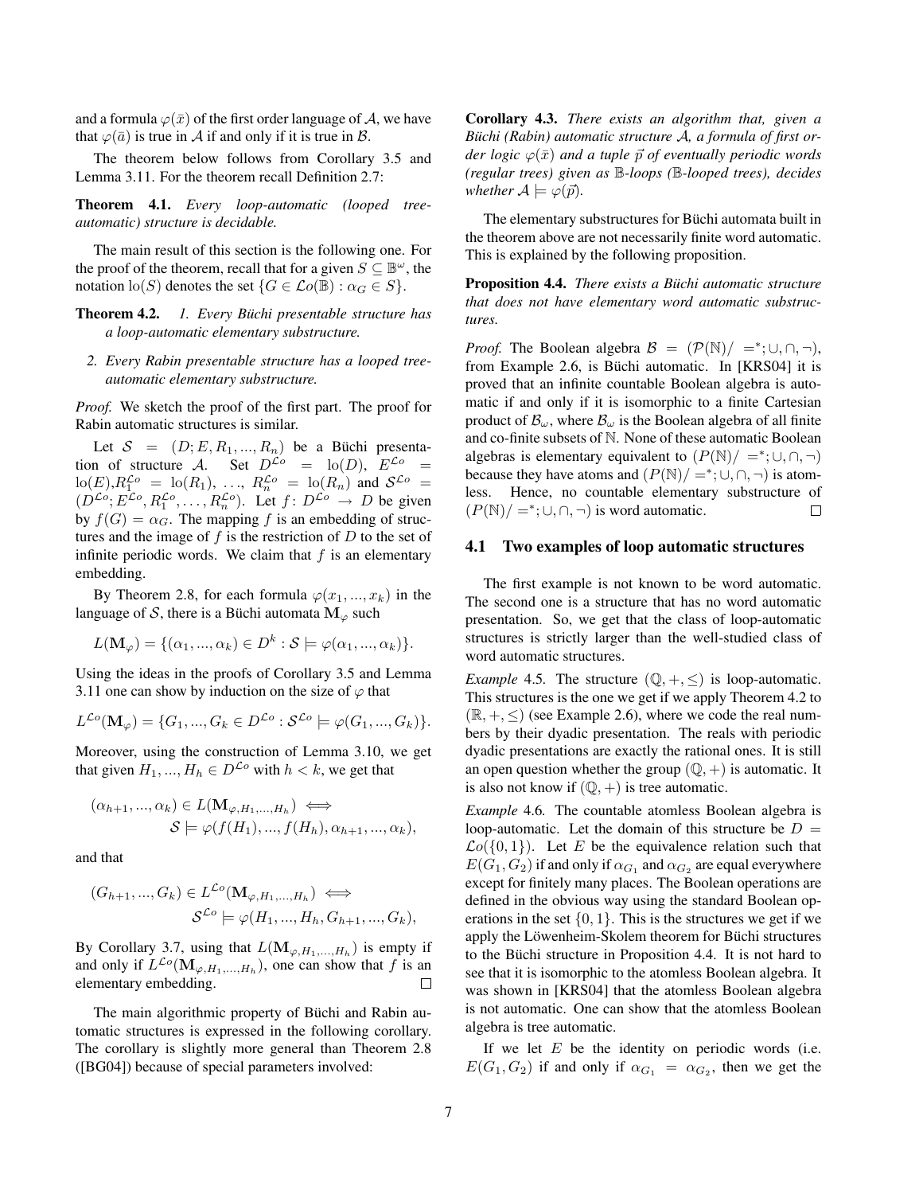and a formula $\varphi(\bar{x})$ of the first order language of $\mathcal{A}$, we have that $\varphi(\bar{a})$ is true in $\mathcal{A}$ if and only if it is true in $\mathcal{B}$.

The theorem below follows from Corollary 3.5 and Lemma 3.11. For the theorem recall Definition 2.7:

**Theorem 4.1.** *Every loop-automatic (looped tree-automatic) structure is decidable.*

The main result of this section is the following one. For the proof of the theorem, recall that for a given $S \subseteq \mathbb{B}^\omega$, the notation $\mathrm{lo}(S)$ denotes the set $\{G \in \mathcal{L}o(\mathbb{B}) : \alpha_G \in S\}$.

**Theorem 4.2.** 

1. *Every Büchi presentable structure has a loop-automatic elementary substructure.*
2. *Every Rabin presentable structure has a looped tree-automatic elementary substructure.*

*Proof.* We sketch the proof of the first part. The proof for Rabin automatic structures is similar.

Let $\mathcal{S} = (D; E, R_1, ..., R_n)$ be a Büchi presentation of structure $\mathcal{A}$. Set $D^{\mathcal{L}o} = \mathrm{lo}(D)$, $E^{\mathcal{L}o} = \mathrm{lo}(E)$,$R_1^{\mathcal{L}o} = \mathrm{lo}(R_1)$, $\ldots$, $R_n^{\mathcal{L}o} = \mathrm{lo}(R_n)$ and $\mathcal{S}^{\mathcal{L}o} = (D^{\mathcal{L}o}; E^{\mathcal{L}o}, R_1^{\mathcal{L}o}, \ldots, R_n^{\mathcal{L}o})$. Let $f \colon D^{\mathcal{L}o} \to D$ be given by $f(G) = \alpha_G$. The mapping $f$ is an embedding of structures and the image of $f$ is the restriction of $D$ to the set of infinite periodic words. We claim that $f$ is an elementary embedding.

By Theorem 2.8, for each formula $\varphi(x_1, ..., x_k)$ in the language of $\mathcal{S}$, there is a Büchi automata $\mathbf{M}_\varphi$ such

$$L(\mathbf{M}_\varphi) = \{(\alpha_1, ..., \alpha_k) \in D^k : \mathcal{S} \models \varphi(\alpha_1, ..., \alpha_k)\}.$$

Using the ideas in the proofs of Corollary 3.5 and Lemma 3.11 one can show by induction on the size of $\varphi$ that

$$L^{\mathcal{L}o}(\mathbf{M}_\varphi) = \{G_1, ..., G_k \in D^{\mathcal{L}o} : \mathcal{S}^{\mathcal{L}o} \models \varphi(G_1, ..., G_k)\}.$$

Moreover, using the construction of Lemma 3.10, we get that given $H_1, ..., H_h \in D^{\mathcal{L}o}$ with $h < k$, we get that

$$(\alpha_{h+1}, ..., \alpha_k) \in L(\mathbf{M}_{\varphi, H_1, ..., H_h}) \iff \mathcal{S} \models \varphi(f(H_1), ..., f(H_h), \alpha_{h+1}, ..., \alpha_k),$$

and that

$$(G_{h+1}, ..., G_k) \in L^{\mathcal{L}o}(\mathbf{M}_{\varphi, H_1, ..., H_h}) \iff \mathcal{S}^{\mathcal{L}o} \models \varphi(H_1, ..., H_h, G_{h+1}, ..., G_k),$$

By Corollary 3.7, using that $L(\mathbf{M}_{\varphi, H_1, ..., H_h})$ is empty if and only if $L^{\mathcal{L}o}(\mathbf{M}_{\varphi, H_1, ..., H_h})$, one can show that $f$ is an elementary embedding. $\square$

The main algorithmic property of Büchi and Rabin automatic structures is expressed in the following corollary. The corollary is slightly more general than Theorem 2.8 ([BG04]) because of special parameters involved:

**Corollary 4.3.** *There exists an algorithm that, given a Büchi (Rabin) automatic structure $\mathcal{A}$, a formula of first order logic $\varphi(\bar{x})$ and a tuple $\vec{p}$ of eventually periodic words (regular trees) given as $\mathbb{B}$-loops ($\mathbb{B}$-looped trees), decides whether $\mathcal{A} \models \varphi(\vec{p})$.*

The elementary substructures for Büchi automata built in the theorem above are not necessarily finite word automatic. This is explained by the following proposition.

**Proposition 4.4.** *There exists a Büchi automatic structure that does not have elementary word automatic substructures.*

*Proof.* The Boolean algebra $\mathcal{B} = (\mathcal{P}(\mathbb{N}) / =^*; \cup, \cap, \neg)$, from Example 2.6, is Büchi automatic. In [KRS04] it is proved that an infinite countable Boolean algebra is automatic if and only if it is isomorphic to a finite Cartesian product of $\mathcal{B}_\omega$, where $\mathcal{B}_\omega$ is the Boolean algebra of all finite and co-finite subsets of $\mathbb{N}$. None of these automatic Boolean algebras is elementary equivalent to $(P(\mathbb{N}) / =^*; \cup, \cap, \neg)$ because they have atoms and $(P(\mathbb{N}) / =^*; \cup, \cap, \neg)$ is atomless. Hence, no countable elementary substructure of $(P(\mathbb{N}) / =^*; \cup, \cap, \neg)$ is word automatic. $\square$

### 4.1 Two examples of loop automatic structures

The first example is not known to be word automatic. The second one is a structure that has no word automatic presentation. So, we get that the class of loop-automatic structures is strictly larger than the well-studied class of word automatic structures.

*Example* 4.5. The structure $(\mathbb{Q}, +, \leq)$ is loop-automatic. This structures is the one we get if we apply Theorem 4.2 to $(\mathbb{R}, +, \leq)$ (see Example 2.6), where we code the real numbers by their dyadic presentation. The reals with periodic dyadic presentations are exactly the rational ones. It is still an open question whether the group $(\mathbb{Q}, +)$ is automatic. It is also not know if $(\mathbb{Q}, +)$ is tree automatic.

*Example* 4.6. The countable atomless Boolean algebra is loop-automatic. Let the domain of this structure be $D = \mathcal{L}o(\{0, 1\})$. Let $E$ be the equivalence relation such that $E(G_1, G_2)$ if and only if $\alpha_{G_1}$ and $\alpha_{G_2}$ are equal everywhere except for finitely many places. The Boolean operations are defined in the obvious way using the standard Boolean operations in the set $\{0, 1\}$. This is the structures we get if we apply the Löwenheim-Skolem theorem for Büchi structures to the Büchi structure in Proposition 4.4. It is not hard to see that it is isomorphic to the atomless Boolean algebra. It was shown in [KRS04] that the atomless Boolean algebra is not automatic. One can show that the atomless Boolean algebra is tree automatic.

If we let $E$ be the identity on periodic words (i.e. $E(G_1, G_2)$ if and only if $\alpha_{G_1} = \alpha_{G_2}$, then we get the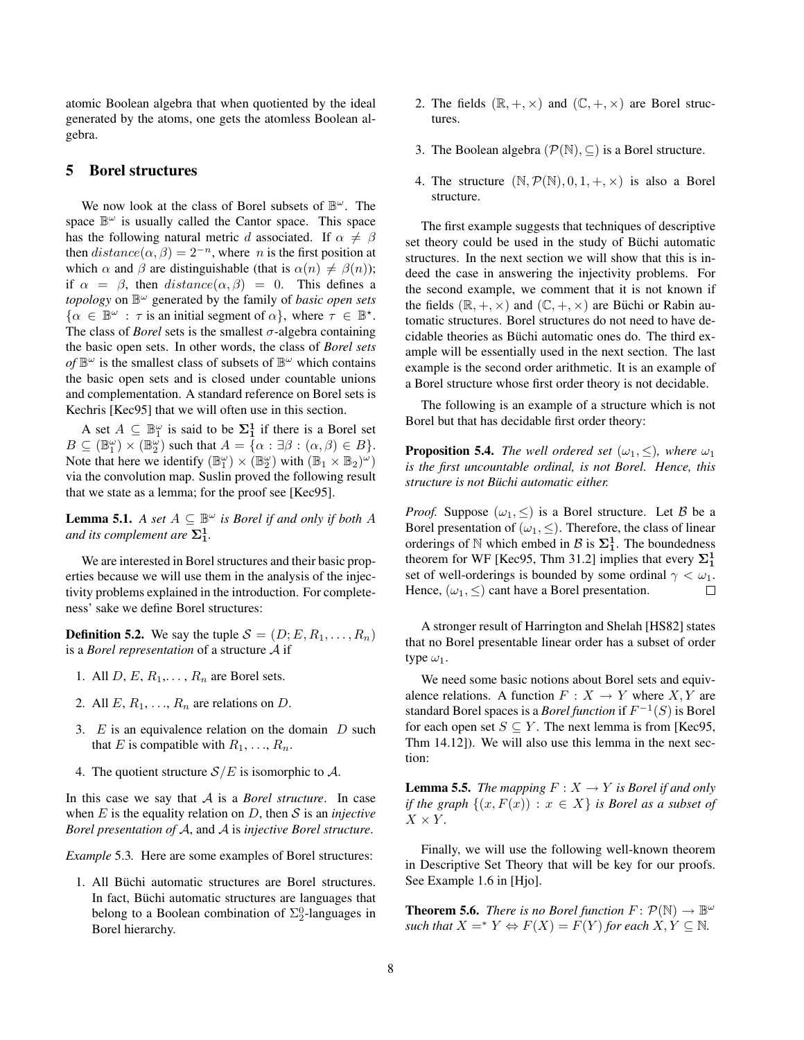atomic Boolean algebra that when quotiented by the ideal generated by the atoms, one gets the atomless Boolean algebra.

## 5 Borel structures

We now look at the class of Borel subsets of $\mathbb{B}^\omega$. The space $\mathbb{B}^\omega$ is usually called the Cantor space. This space has the following natural metric $d$ associated. If $\alpha \neq \beta$ then $distance(\alpha, \beta) = 2^{-n}$, where $n$ is the first position at which $\alpha$ and $\beta$ are distinguishable (that is $\alpha(n) \neq \beta(n)$); if $\alpha = \beta$, then $distance(\alpha, \beta) = 0$. This defines a *topology* on $\mathbb{B}^\omega$ generated by the family of *basic open sets* $\{\alpha \in \mathbb{B}^\omega : \tau \text{ is an initial segment of } \alpha\}$, where $\tau \in \mathbb{B}^\star$. The class of *Borel* sets is the smallest $\sigma$-algebra containing the basic open sets. In other words, the class of *Borel sets of* $\mathbb{B}^\omega$ is the smallest class of subsets of $\mathbb{B}^\omega$ which contains the basic open sets and is closed under countable unions and complementation. A standard reference on Borel sets is Kechris [Kec95] that we will often use in this section.

A set $A \subseteq \mathbb{B}_1^\omega$ is said to be $\mathbf{\Sigma_1^1}$ if there is a Borel set $B \subseteq (\mathbb{B}_1^\omega) \times (\mathbb{B}_2^\omega)$ such that $A = \{\alpha : \exists \beta : (\alpha, \beta) \in B\}$. Note that here we identify $(\mathbb{B}_1^\omega) \times (\mathbb{B}_2^\omega)$ with $(\mathbb{B}_1 \times \mathbb{B}_2)^\omega)$ via the convolution map. Suslin proved the following result that we state as a lemma; for the proof see [Kec95].

**Lemma 5.1.** *A set $A \subseteq \mathbb{B}^\omega$ is Borel if and only if both $A$ and its complement are $\mathbf{\Sigma_1^1}$.*

We are interested in Borel structures and their basic properties because we will use them in the analysis of the injectivity problems explained in the introduction. For completeness' sake we define Borel structures:

**Definition 5.2.** We say the tuple $\mathcal{S} = (D; E, R_1, \ldots, R_n)$ is a *Borel representation* of a structure $\mathcal{A}$ if

1. All $D$, $E$, $R_1, \ldots, R_n$ are Borel sets.
2. All $E$, $R_1$, ..., $R_n$ are relations on $D$.
3. $E$ is an equivalence relation on the domain $D$ such that $E$ is compatible with $R_1$, ..., $R_n$.
4. The quotient structure $\mathcal{S}/E$ is isomorphic to $\mathcal{A}$.

In this case we say that $\mathcal{A}$ is a *Borel structure*. In case when $E$ is the equality relation on $D$, then $\mathcal{S}$ is an *injective Borel presentation of* $\mathcal{A}$, and $\mathcal{A}$ is *injective Borel structure*.

*Example 5.3.* Here are some examples of Borel structures:

1. All Büchi automatic structures are Borel structures. In fact, Büchi automatic structures are languages that belong to a Boolean combination of $\Sigma_2^0$-languages in Borel hierarchy.
2. The fields $(\mathbb{R}, +, \times)$ and $(\mathbb{C}, +, \times)$ are Borel structures.
3. The Boolean algebra $(\mathcal{P}(\mathbb{N}), \subseteq)$ is a Borel structure.
4. The structure $(\mathbb{N}, \mathcal{P}(\mathbb{N}), 0, 1, +, \times)$ is also a Borel structure.

The first example suggests that techniques of descriptive set theory could be used in the study of Büchi automatic structures. In the next section we will show that this is indeed the case in answering the injectivity problems. For the second example, we comment that it is not known if the fields $(\mathbb{R}, +, \times)$ and $(\mathbb{C}, +, \times)$ are Büchi or Rabin automatic structures. Borel structures do not need to have decidable theories as Büchi automatic ones do. The third example will be essentially used in the next section. The last example is the second order arithmetic. It is an example of a Borel structure whose first order theory is not decidable.

The following is an example of a structure which is not Borel but that has decidable first order theory:

**Proposition 5.4.** *The well ordered set $(\omega_1, \leq)$, where $\omega_1$ is the first uncountable ordinal, is not Borel. Hence, this structure is not Büchi automatic either.*

*Proof.* Suppose $(\omega_1, \leq)$ is a Borel structure. Let $\mathcal{B}$ be a Borel presentation of $(\omega_1, \leq)$. Therefore, the class of linear orderings of $\mathbb{N}$ which embed in $\mathcal{B}$ is $\mathbf{\Sigma_1^1}$. The boundedness theorem for WF [Kec95, Thm 31.2] implies that every $\mathbf{\Sigma_1^1}$ set of well-orderings is bounded by some ordinal $\gamma < \omega_1$. Hence, $(\omega_1, \leq)$ cant have a Borel presentation. □

A stronger result of Harrington and Shelah [HS82] states that no Borel presentable linear order has a subset of order type $\omega_1$.

We need some basic notions about Borel sets and equivalence relations. A function $F : X \to Y$ where $X, Y$ are standard Borel spaces is a *Borel function* if $F^{-1}(S)$ is Borel for each open set $S \subseteq Y$. The next lemma is from [Kec95, Thm 14.12]). We will also use this lemma in the next section:

**Lemma 5.5.** *The mapping $F : X \to Y$ is Borel if and only if the graph $\{(x, F(x)) : x \in X\}$ is Borel as a subset of $X \times Y$.*

Finally, we will use the following well-known theorem in Descriptive Set Theory that will be key for our proofs. See Example 1.6 in [Hjo].

**Theorem 5.6.** *There is no Borel function $F : \mathcal{P}(\mathbb{N}) \to \mathbb{B}^\omega$ such that $X =^* Y \Leftrightarrow F(X) = F(Y)$ for each $X, Y \subseteq \mathbb{N}$.*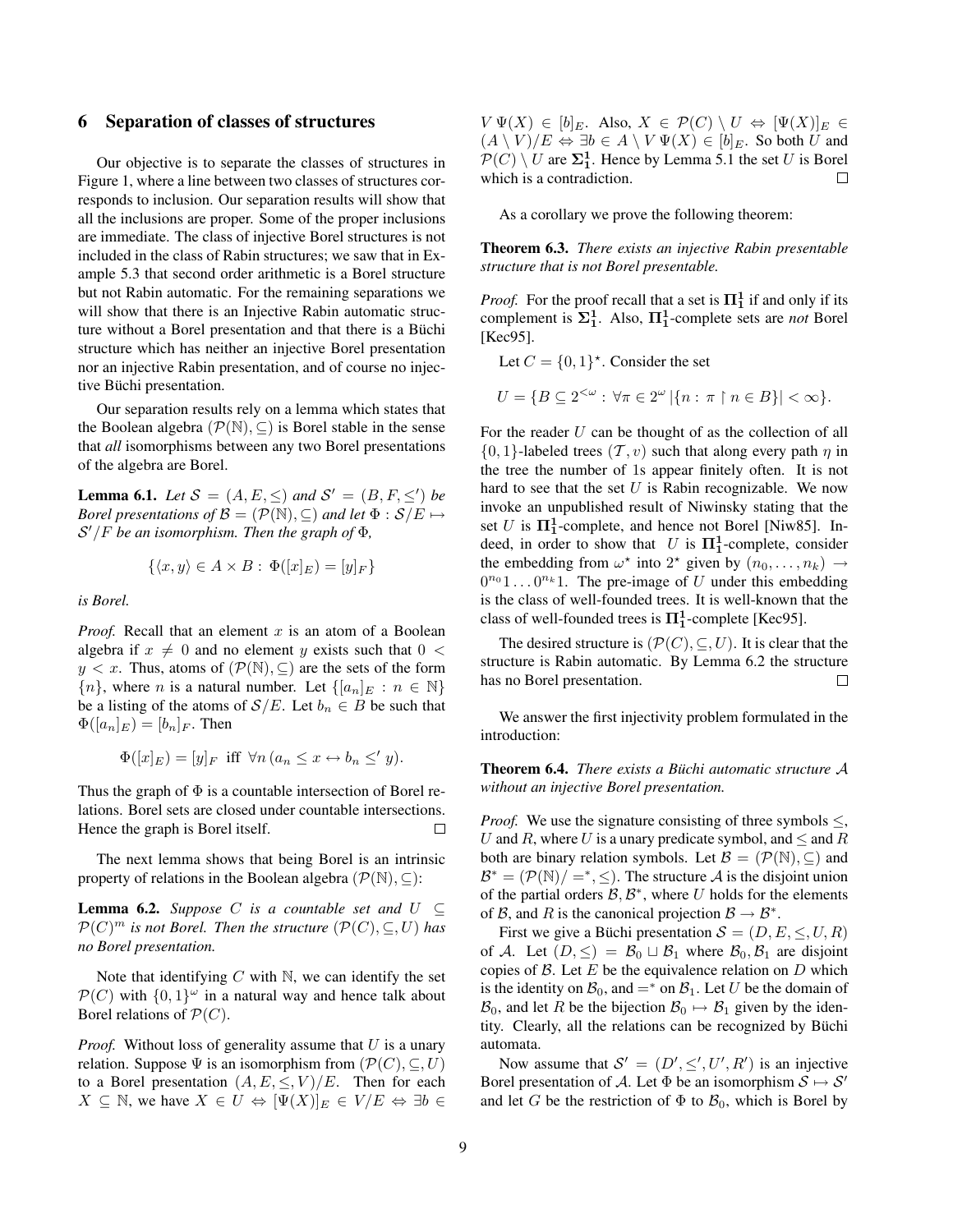## 6 Separation of classes of structures

Our objective is to separate the classes of structures in Figure 1, where a line between two classes of structures corresponds to inclusion. Our separation results will show that all the inclusions are proper. Some of the proper inclusions are immediate. The class of injective Borel structures is not included in the class of Rabin structures; we saw that in Example 5.3 that second order arithmetic is a Borel structure but not Rabin automatic. For the remaining separations we will show that there is an Injective Rabin automatic structure without a Borel presentation and that there is a Büchi structure which has neither an injective Borel presentation nor an injective Rabin presentation, and of course no injective Büchi presentation.

Our separation results rely on a lemma which states that the Boolean algebra $(\mathcal{P}(\mathbb{N}), \subseteq)$ is Borel stable in the sense that *all* isomorphisms between any two Borel presentations of the algebra are Borel.

**Lemma 6.1.** *Let $\mathcal{S} = (A, E, \leq)$ and $\mathcal{S}' = (B, F, \leq')$ be Borel presentations of $\mathcal{B} = (\mathcal{P}(\mathbb{N}), \subseteq)$ and let $\Phi : \mathcal{S}/E \mapsto \mathcal{S}'/F$ be an isomorphism. Then the graph of $\Phi$,*

$$\{\langle x, y\rangle \in A \times B : \Phi([x]_E) = [y]_F\}$$

*is Borel.*

*Proof.* Recall that an element $x$ is an atom of a Boolean algebra if $x \neq 0$ and no element $y$ exists such that $0 < y < x$. Thus, atoms of $(\mathcal{P}(\mathbb{N}), \subseteq)$ are the sets of the form $\{n\}$, where $n$ is a natural number. Let $\{[a_n]_E : n \in \mathbb{N}\}$ be a listing of the atoms of $\mathcal{S}/E$. Let $b_n \in B$ be such that $\Phi([a_n]_E) = [b_n]_F$. Then

$$\Phi([x]_E) = [y]_F \text{ iff } \forall n\, (a_n \leq x \leftrightarrow b_n \leq' y).$$

Thus the graph of $\Phi$ is a countable intersection of Borel relations. Borel sets are closed under countable intersections. Hence the graph is Borel itself. □

The next lemma shows that being Borel is an intrinsic property of relations in the Boolean algebra $(\mathcal{P}(\mathbb{N}), \subseteq)$:

**Lemma 6.2.** *Suppose $C$ is a countable set and $U \subseteq \mathcal{P}(C)^m$ is not Borel. Then the structure $(\mathcal{P}(C), \subseteq, U)$ has no Borel presentation.*

Note that identifying $C$ with $\mathbb{N}$, we can identify the set $\mathcal{P}(C)$ with $\{0,1\}^\omega$ in a natural way and hence talk about Borel relations of $\mathcal{P}(C)$.

*Proof.* Without loss of generality assume that $U$ is a unary relation. Suppose $\Psi$ is an isomorphism from $(\mathcal{P}(C), \subseteq, U)$ to a Borel presentation $(A, E, \leq, V)/E$. Then for each $X \subseteq \mathbb{N}$, we have $X \in U \Leftrightarrow [\Psi(X)]_E \in V/E \Leftrightarrow \exists b \in V\, \Psi(X) \in [b]_E$. Also, $X \in \mathcal{P}(C) \setminus U \Leftrightarrow [\Psi(X)]_E \in (A \setminus V)/E \Leftrightarrow \exists b \in A \setminus V\, \Psi(X) \in [b]_E$. So both $U$ and $\mathcal{P}(C) \setminus U$ are $\mathbf{\Sigma^1_1}$. Hence by Lemma 5.1 the set $U$ is Borel which is a contradiction. □

As a corollary we prove the following theorem:

**Theorem 6.3.** *There exists an injective Rabin presentable structure that is not Borel presentable.*

*Proof.* For the proof recall that a set is $\mathbf{\Pi^1_1}$ if and only if its complement is $\mathbf{\Sigma^1_1}$. Also, $\mathbf{\Pi^1_1}$-complete sets are *not* Borel [Kec95].

Let $C = \{0,1\}^\star$. Consider the set

$$U = \{B \subseteq 2^{<\omega} : \forall \pi \in 2^\omega\, |\{n : \pi \upharpoonright n \in B\}| < \infty\}.$$

For the reader $U$ can be thought of as the collection of all $\{0,1\}$-labeled trees $(\mathcal{T}, v)$ such that along every path $\eta$ in the tree the number of 1s appear finitely often. It is not hard to see that the set $U$ is Rabin recognizable. We now invoke an unpublished result of Niwinsky stating that the set $U$ is $\mathbf{\Pi^1_1}$-complete, and hence not Borel [Niw85]. Indeed, in order to show that $U$ is $\mathbf{\Pi^1_1}$-complete, consider the embedding from $\omega^\star$ into $2^\star$ given by $(n_0, \ldots, n_k) \to 0^{n_0}1 \ldots 0^{n_k}1$. The pre-image of $U$ under this embedding is the class of well-founded trees. It is well-known that the class of well-founded trees is $\mathbf{\Pi^1_1}$-complete [Kec95].

The desired structure is $(\mathcal{P}(C), \subseteq, U)$. It is clear that the structure is Rabin automatic. By Lemma 6.2 the structure has no Borel presentation. □

We answer the first injectivity problem formulated in the introduction:

**Theorem 6.4.** *There exists a Büchi automatic structure $\mathcal{A}$ without an injective Borel presentation.*

*Proof.* We use the signature consisting of three symbols $\leq$, $U$ and $R$, where $U$ is a unary predicate symbol, and $\leq$ and $R$ both are binary relation symbols. Let $\mathcal{B} = (\mathcal{P}(\mathbb{N}), \subseteq)$ and $\mathcal{B}^* = (\mathcal{P}(\mathbb{N})/ =^*, \leq)$. The structure $\mathcal{A}$ is the disjoint union of the partial orders $\mathcal{B}, \mathcal{B}^*$, where $U$ holds for the elements of $\mathcal{B}$, and $R$ is the canonical projection $\mathcal{B} \to \mathcal{B}^*$.

First we give a Büchi presentation $\mathcal{S} = (D, E, \leq, U, R)$ of $\mathcal{A}$. Let $(D, \leq) = \mathcal{B}_0 \sqcup \mathcal{B}_1$ where $\mathcal{B}_0, \mathcal{B}_1$ are disjoint copies of $\mathcal{B}$. Let $E$ be the equivalence relation on $D$ which is the identity on $\mathcal{B}_0$, and $=^*$ on $\mathcal{B}_1$. Let $U$ be the domain of $\mathcal{B}_0$, and let $R$ be the bijection $\mathcal{B}_0 \mapsto \mathcal{B}_1$ given by the identity. Clearly, all the relations can be recognized by Büchi automata.

Now assume that $\mathcal{S}' = (D', \leq', U', R')$ is an injective Borel presentation of $\mathcal{A}$. Let $\Phi$ be an isomorphism $\mathcal{S} \mapsto \mathcal{S}'$ and let $G$ be the restriction of $\Phi$ to $\mathcal{B}_0$, which is Borel by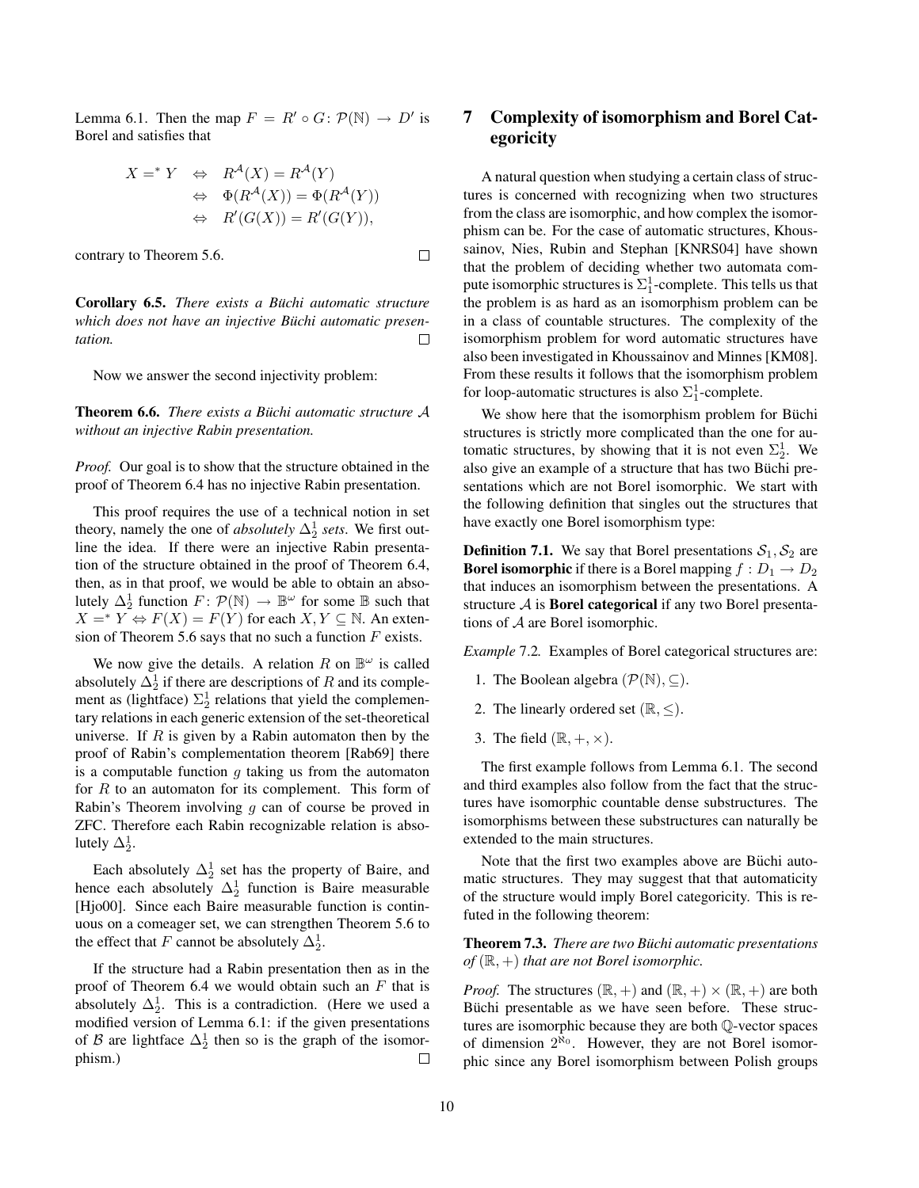Lemma 6.1. Then the map $F = R' \circ G \colon \mathcal{P}(\mathbb{N}) \to D'$ is Borel and satisfies that

$$\begin{aligned} X =^* Y &\Leftrightarrow R^{\mathcal{A}}(X) = R^{\mathcal{A}}(Y) \\ &\Leftrightarrow \Phi(R^{\mathcal{A}}(X)) = \Phi(R^{\mathcal{A}}(Y)) \\ &\Leftrightarrow R'(G(X)) = R'(G(Y)), \end{aligned}$$

contrary to Theorem 5.6. □

**Corollary 6.5.** *There exists a Büchi automatic structure which does not have an injective Büchi automatic presentation.* □

Now we answer the second injectivity problem:

**Theorem 6.6.** *There exists a Büchi automatic structure $\mathcal{A}$ without an injective Rabin presentation.*

*Proof.* Our goal is to show that the structure obtained in the proof of Theorem 6.4 has no injective Rabin presentation.

This proof requires the use of a technical notion in set theory, namely the one of *absolutely $\Delta^1_2$ sets*. We first outline the idea. If there were an injective Rabin presentation of the structure obtained in the proof of Theorem 6.4, then, as in that proof, we would be able to obtain an absolutely $\Delta^1_2$ function $F \colon \mathcal{P}(\mathbb{N}) \to \mathbb{B}^\omega$ for some $\mathbb{B}$ such that $X =^* Y \Leftrightarrow F(X) = F(Y)$ for each $X, Y \subseteq \mathbb{N}$. An extension of Theorem 5.6 says that no such a function $F$ exists.

We now give the details. A relation $R$ on $\mathbb{B}^\omega$ is called absolutely $\Delta^1_2$ if there are descriptions of $R$ and its complement as (lightface) $\Sigma^1_2$ relations that yield the complementary relations in each generic extension of the set-theoretical universe. If $R$ is given by a Rabin automaton then by the proof of Rabin's complementation theorem [Rab69] there is a computable function $g$ taking us from the automaton for $R$ to an automaton for its complement. This form of Rabin's Theorem involving $g$ can of course be proved in ZFC. Therefore each Rabin recognizable relation is absolutely $\Delta^1_2$.

Each absolutely $\Delta^1_2$ set has the property of Baire, and hence each absolutely $\Delta^1_2$ function is Baire measurable [Hjo00]. Since each Baire measurable function is continuous on a comeager set, we can strengthen Theorem 5.6 to the effect that $F$ cannot be absolutely $\Delta^1_2$.

If the structure had a Rabin presentation then as in the proof of Theorem 6.4 we would obtain such an $F$ that is absolutely $\Delta^1_2$. This is a contradiction. (Here we used a modified version of Lemma 6.1: if the given presentations of $\mathcal{B}$ are lightface $\Delta^1_2$ then so is the graph of the isomorphism.) □

## 7 Complexity of isomorphism and Borel Categoricity

A natural question when studying a certain class of structures is concerned with recognizing when two structures from the class are isomorphic, and how complex the isomorphism can be. For the case of automatic structures, Khoussainov, Nies, Rubin and Stephan [KNRS04] have shown that the problem of deciding whether two automata compute isomorphic structures is $\Sigma^1_1$-complete. This tells us that the problem is as hard as an isomorphism problem can be in a class of countable structures. The complexity of the isomorphism problem for word automatic structures have also been investigated in Khoussainov and Minnes [KM08]. From these results it follows that the isomorphism problem for loop-automatic structures is also $\Sigma^1_1$-complete.

We show here that the isomorphism problem for Büchi structures is strictly more complicated than the one for automatic structures, by showing that it is not even $\Sigma^1_2$. We also give an example of a structure that has two Büchi presentations which are not Borel isomorphic. We start with the following definition that singles out the structures that have exactly one Borel isomorphism type:

**Definition 7.1.** We say that Borel presentations $\mathcal{S}_1, \mathcal{S}_2$ are **Borel isomorphic** if there is a Borel mapping $f : D_1 \to D_2$ that induces an isomorphism between the presentations. A structure $\mathcal{A}$ is **Borel categorical** if any two Borel presentations of $\mathcal{A}$ are Borel isomorphic.

*Example* 7.2. Examples of Borel categorical structures are:

1. The Boolean algebra $(\mathcal{P}(\mathbb{N}), \subseteq)$.
2. The linearly ordered set $(\mathbb{R}, \leq)$.
3. The field $(\mathbb{R}, +, \times)$.

The first example follows from Lemma 6.1. The second and third examples also follow from the fact that the structures have isomorphic countable dense substructures. The isomorphisms between these substructures can naturally be extended to the main structures.

Note that the first two examples above are Büchi automatic structures. They may suggest that that automaticity of the structure would imply Borel categoricity. This is refuted in the following theorem:

**Theorem 7.3.** *There are two Büchi automatic presentations of $(\mathbb{R}, +)$ that are not Borel isomorphic.*

*Proof.* The structures $(\mathbb{R}, +)$ and $(\mathbb{R}, +) \times (\mathbb{R}, +)$ are both Büchi presentable as we have seen before. These structures are isomorphic because they are both $\mathbb{Q}$-vector spaces of dimension $2^{\aleph_0}$. However, they are not Borel isomorphic since any Borel isomorphism between Polish groups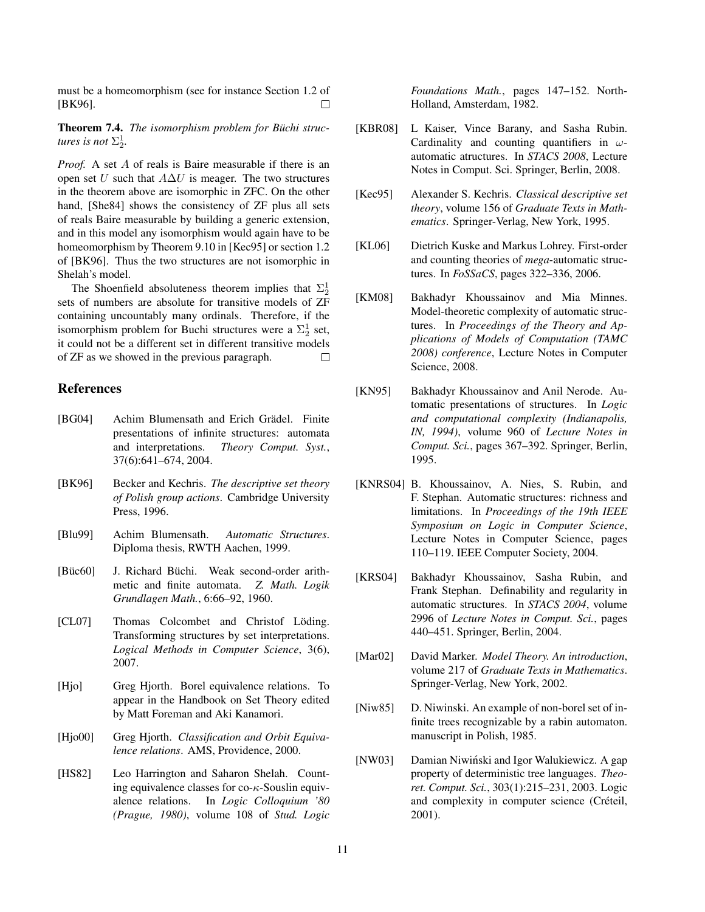must be a homeomorphism (see for instance Section 1.2 of [BK96]. □

**Theorem 7.4.** *The isomorphism problem for Büchi structures is not* $\Sigma^1_2$*.*

*Proof.* A set $A$ of reals is Baire measurable if there is an open set $U$ such that $A\Delta U$ is meager. The two structures in the theorem above are isomorphic in ZFC. On the other hand, [She84] shows the consistency of ZF plus all sets of reals Baire measurable by building a generic extension, and in this model any isomorphism would again have to be homeomorphism by Theorem 9.10 in [Kec95] or section 1.2 of [BK96]. Thus the two structures are not isomorphic in Shelah's model.

The Shoenfield absoluteness theorem implies that $\Sigma^1_2$ sets of numbers are absolute for transitive models of ZF containing uncountably many ordinals. Therefore, if the isomorphism problem for Buchi structures were a $\Sigma^1_2$ set, it could not be a different set in different transitive models of ZF as we showed in the previous paragraph. □

## References

- [BG04] Achim Blumensath and Erich Grädel. Finite presentations of infinite structures: automata and interpretations. *Theory Comput. Syst.*, 37(6):641–674, 2004.
- [BK96] Becker and Kechris. *The descriptive set theory of Polish group actions*. Cambridge University Press, 1996.
- [Blu99] Achim Blumensath. *Automatic Structures*. Diploma thesis, RWTH Aachen, 1999.
- [Büc60] J. Richard Büchi. Weak second-order arithmetic and finite automata. *Z. Math. Logik Grundlagen Math.*, 6:66–92, 1960.
- [CL07] Thomas Colcombet and Christof Löding. Transforming structures by set interpretations. *Logical Methods in Computer Science*, 3(6), 2007.
- [Hjo] Greg Hjorth. Borel equivalence relations. To appear in the Handbook on Set Theory edited by Matt Foreman and Aki Kanamori.
- [Hjo00] Greg Hjorth. *Classification and Orbit Equivalence relations*. AMS, Providence, 2000.
- [HS82] Leo Harrington and Saharon Shelah. Counting equivalence classes for co-$\kappa$-Souslin equivalence relations. In *Logic Colloquium '80 (Prague, 1980)*, volume 108 of *Stud. Logic Foundations Math.*, pages 147–152. North-Holland, Amsterdam, 1982.
- [KBR08] L Kaiser, Vince Barany, and Sasha Rubin. Cardinality and counting quantifiers in $\omega$-automatic atructures. In *STACS 2008*, Lecture Notes in Comput. Sci. Springer, Berlin, 2008.
- [Kec95] Alexander S. Kechris. *Classical descriptive set theory*, volume 156 of *Graduate Texts in Mathematics*. Springer-Verlag, New York, 1995.
- [KL06] Dietrich Kuske and Markus Lohrey. First-order and counting theories of *mega*-automatic structures. In *FoSSaCS*, pages 322–336, 2006.
- [KM08] Bakhadyr Khoussainov and Mia Minnes. Model-theoretic complexity of automatic structures. In *Proceedings of the Theory and Applications of Models of Computation (TAMC 2008) conference*, Lecture Notes in Computer Science, 2008.
- [KN95] Bakhadyr Khoussainov and Anil Nerode. Automatic presentations of structures. In *Logic and computational complexity (Indianapolis, IN, 1994)*, volume 960 of *Lecture Notes in Comput. Sci.*, pages 367–392. Springer, Berlin, 1995.
- [KNRS04] B. Khoussainov, A. Nies, S. Rubin, and F. Stephan. Automatic structures: richness and limitations. In *Proceedings of the 19th IEEE Symposium on Logic in Computer Science*, Lecture Notes in Computer Science, pages 110–119. IEEE Computer Society, 2004.
- [KRS04] Bakhadyr Khoussainov, Sasha Rubin, and Frank Stephan. Definability and regularity in automatic structures. In *STACS 2004*, volume 2996 of *Lecture Notes in Comput. Sci.*, pages 440–451. Springer, Berlin, 2004.
- [Mar02] David Marker. *Model Theory. An introduction*, volume 217 of *Graduate Texts in Mathematics*. Springer-Verlag, New York, 2002.
- [Niw85] D. Niwinski. An example of non-borel set of infinite trees recognizable by a rabin automaton. manuscript in Polish, 1985.
- [NW03] Damian Niwiński and Igor Walukiewicz. A gap property of deterministic tree languages. *Theoret. Comput. Sci.*, 303(1):215–231, 2003. Logic and complexity in computer science (Créteil, 2001).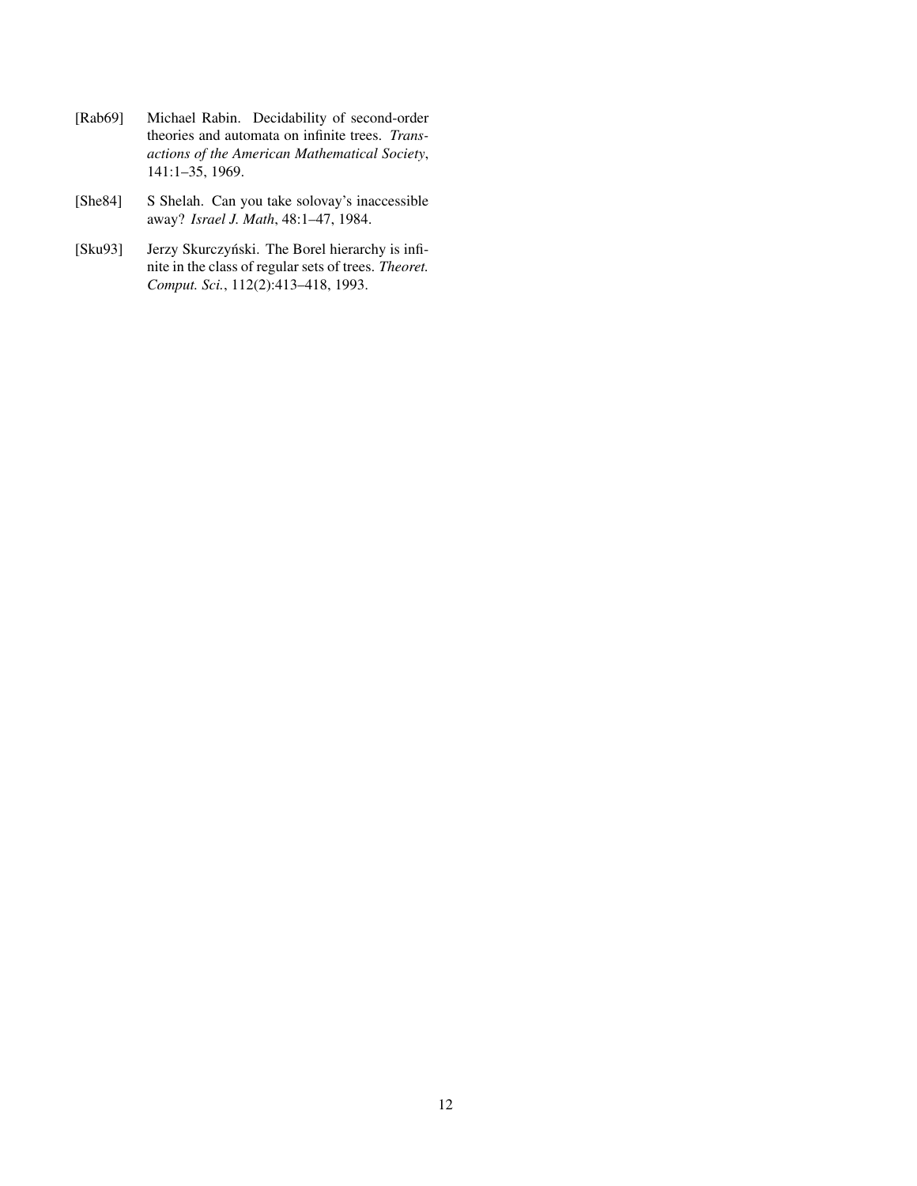[Rab69] Michael Rabin. Decidability of second-order theories and automata on infinite trees. *Transactions of the American Mathematical Society*, 141:1–35, 1969.

[She84] S Shelah. Can you take solovay's inaccessible away? *Israel J. Math*, 48:1–47, 1984.

[Sku93] Jerzy Skurczyński. The Borel hierarchy is infinite in the class of regular sets of trees. *Theoret. Comput. Sci.*, 112(2):413–418, 1993.